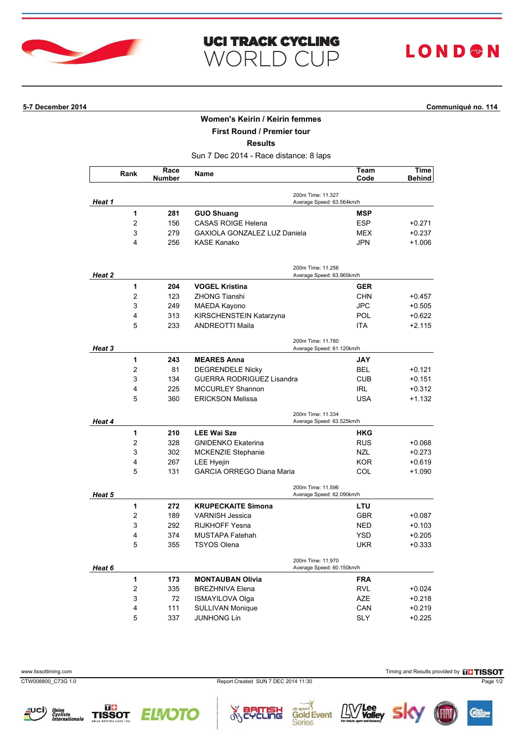# UCI TRACK CYCLING WORLD CUP

LONDON

**5-7 December 2014** **Communiqué no. 114**

## Women's Keirin / Keirin femmes

### First Round / Premier tour

### Results

Sun 7 Dec 2014 - Race distance: 8 laps

| Rank | Race Number | Name | Team Code | Time Behind |
|---|---|---|---|---|
| ***Heat 1*** | | 200m Time: 11.327 Average Speed: 63.564km/h | | |
| **1** | **281** | **GUO Shuang** | **MSP** | |
| 2 | 156 | CASAS ROIGE Helena | ESP | +0.271 |
| 3 | 279 | GAXIOLA GONZALEZ LUZ Daniela | MEX | +0.237 |
| 4 | 256 | KASE Kanako | JPN | +1.006 |
| ***Heat 2*** | | 200m Time: 11.256 Average Speed: 63.965km/h | | |
| **1** | **204** | **VOGEL Kristina** | **GER** | |
| 2 | 123 | ZHONG Tianshi | CHN | +0.457 |
| 3 | 249 | MAEDA Kayono | JPC | +0.505 |
| 4 | 313 | KIRSCHENSTEIN Katarzyna | POL | +0.622 |
| 5 | 233 | ANDREOTTI Maila | ITA | +2.115 |
| ***Heat 3*** | | 200m Time: 11.780 Average Speed: 61.120km/h | | |
| **1** | **243** | **MEARES Anna** | **JAY** | |
| 2 | 81 | DEGRENDELE Nicky | BEL | +0.121 |
| 3 | 134 | GUERRA RODRIGUEZ Lisandra | CUB | +0.151 |
| 4 | 225 | MCCURLEY Shannon | IRL | +0.312 |
| 5 | 360 | ERICKSON Melissa | USA | +1.132 |
| ***Heat 4*** | | 200m Time: 11.334 Average Speed: 63.525km/h | | |
| **1** | **210** | **LEE Wai Sze** | **HKG** | |
| 2 | 328 | GNIDENKO Ekaterina | RUS | +0.068 |
| 3 | 302 | MCKENZIE Stephanie | NZL | +0.273 |
| 4 | 267 | LEE Hyejin | KOR | +0.619 |
| 5 | 131 | GARCIA ORREGO Diana Maria | COL | +1.090 |
| ***Heat 5*** | | 200m Time: 11.596 Average Speed: 62.090km/h | | |
| **1** | **272** | **KRUPECKAITE Simona** | **LTU** | |
| 2 | 189 | VARNISH Jessica | GBR | +0.087 |
| 3 | 292 | RIJKHOFF Yesna | NED | +0.103 |
| 4 | 374 | MUSTAPA Fatehah | YSD | +0.205 |
| 5 | 355 | TSYOS Olena | UKR | +0.333 |
| ***Heat 6*** | | 200m Time: 11.970 Average Speed: 60.150km/h | | |
| **1** | **173** | **MONTAUBAN Olivia** | **FRA** | |
| 2 | 335 | BREZHNIVA Elena | RVL | +0.024 |
| 3 | 72 | ISMAYILOVA Olga | AZE | +0.218 |
| 4 | 111 | SULLIVAN Monique | CAN | +0.219 |
| 5 | 337 | JUNHONG Lin | SLY | +0.225 |

www.tissottiming.com

Timing and Results provided by TISSOT

CTW008800_C73G 1.0

Report Created SUN 7 DEC 2014 11:30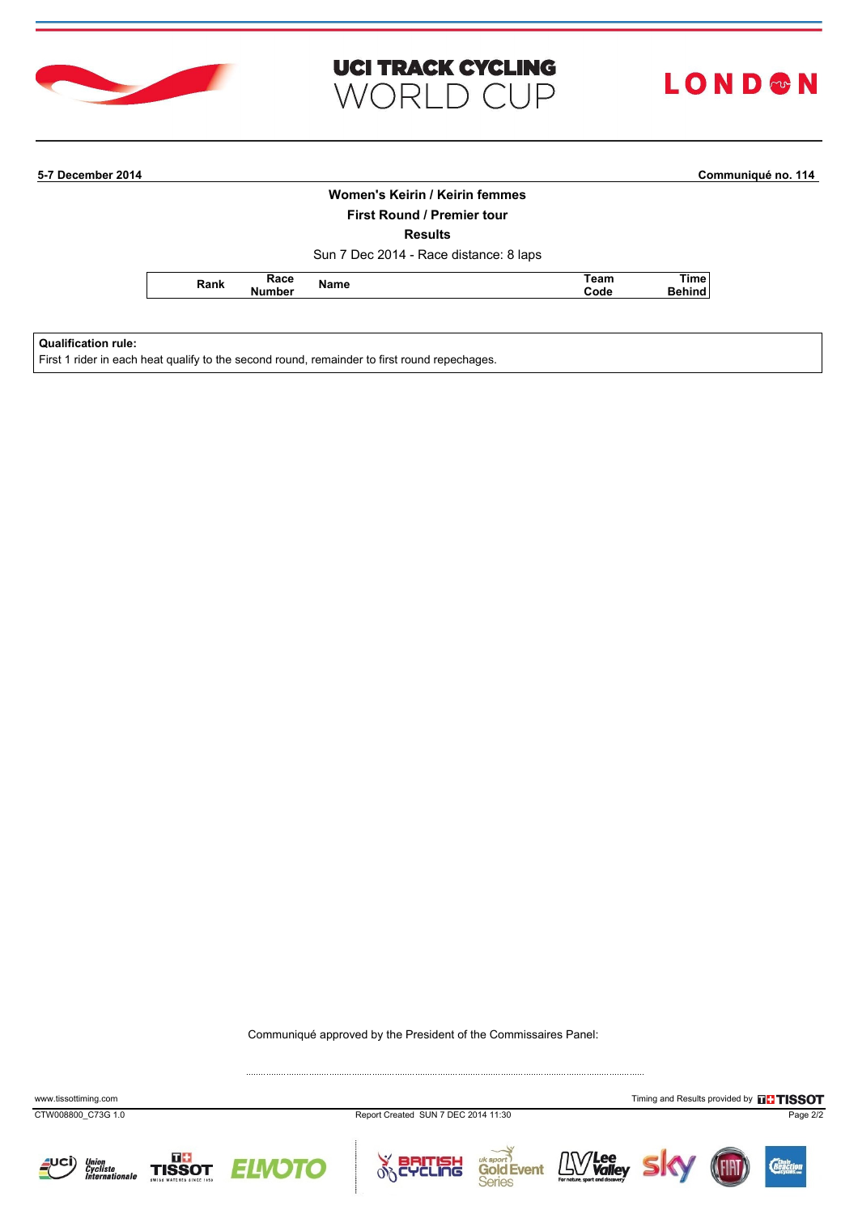5-7 December 2014 Communiqué no. 114

## Women's Keirin / Keirin femmes

### First Round / Premier tour

### Results

Sun 7 Dec 2014 - Race distance: 8 laps

| Rank | Race Number | Name | Team Code | Time Behind |
| --- | --- | --- | --- | --- |

**Qualification rule:**
First 1 rider in each heat qualify to the second round, remainder to first round repechages.

Communiqué approved by the President of the Commissaires Panel:

www.tissottiming.com

Timing and Results provided by TISSOT

CTW008800_C73G 1.0

Report Created SUN 7 DEC 2014 11:30